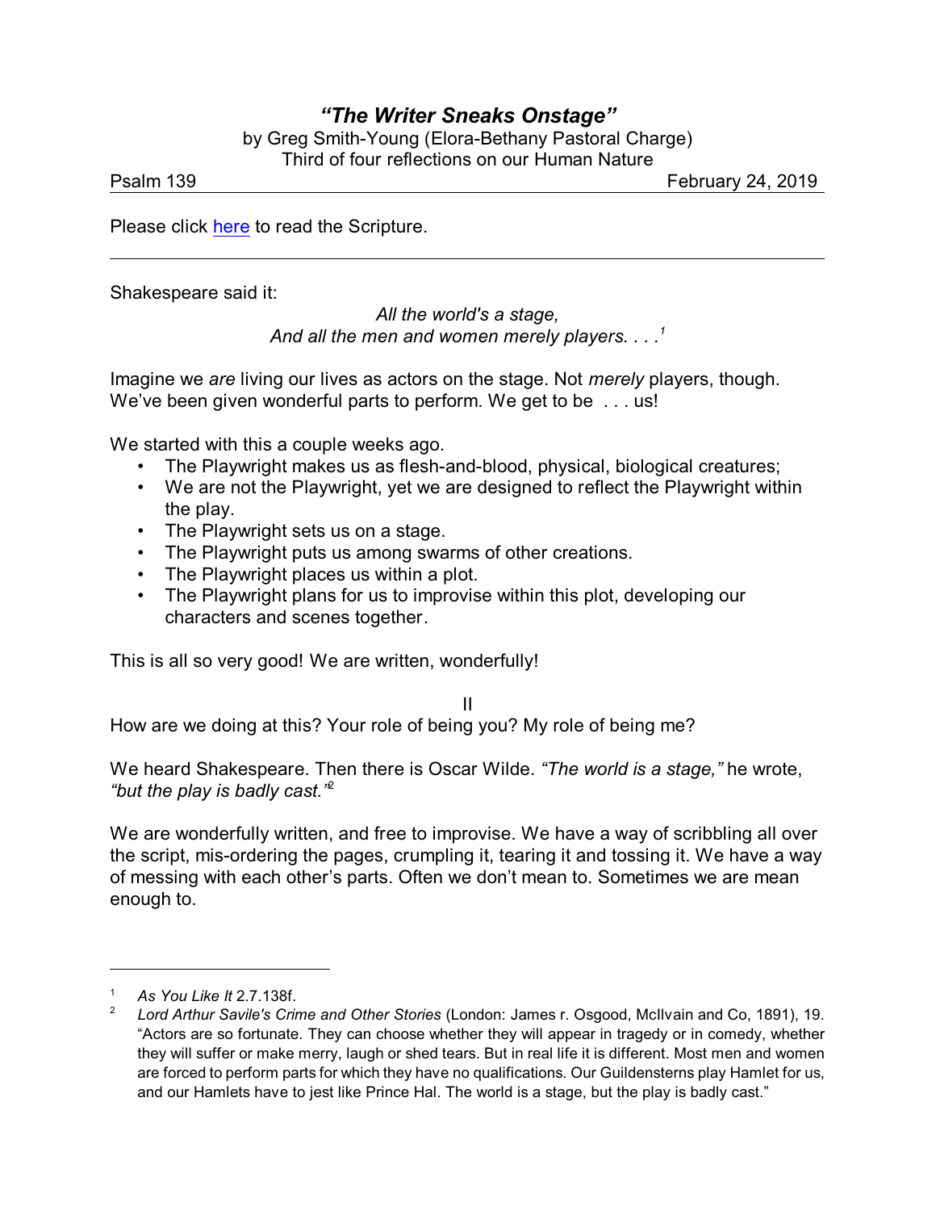# *"The Writer Sneaks Onstage"*

by Greg Smith-Young (Elora-Bethany Pastoral Charge)
Third of four reflections on our Human Nature

Psalm 139 February 24, 2019

Please click here to read the Scripture.

---

Shakespeare said it:

> *All the world's a stage,*
> *And all the men and women merely players. . . .*[1]

Imagine we *are* living our lives as actors on the stage. Not *merely* players, though. We've been given wonderful parts to perform. We get to be . . . us!

We started with this a couple weeks ago.

- The Playwright makes us as flesh-and-blood, physical, biological creatures;
- We are not the Playwright, yet we are designed to reflect the Playwright within the play.
- The Playwright sets us on a stage.
- The Playwright puts us among swarms of other creations.
- The Playwright places us within a plot.
- The Playwright plans for us to improvise within this plot, developing our characters and scenes together.

This is all so very good! We are written, wonderfully!

II

How are we doing at this? Your role of being you? My role of being me?

We heard Shakespeare. Then there is Oscar Wilde. *"The world is a stage,"* he wrote, *"but the play is badly cast."*[2]

We are wonderfully written, and free to improvise. We have a way of scribbling all over the script, mis-ordering the pages, crumpling it, tearing it and tossing it. We have a way of messing with each other's parts. Often we don't mean to. Sometimes we are mean enough to.

---

1. *As You Like It* 2.7.138f.
2. *Lord Arthur Savile's Crime and Other Stories* (London: James r. Osgood, McIlvain and Co, 1891), 19. "Actors are so fortunate. They can choose whether they will appear in tragedy or in comedy, whether they will suffer or make merry, laugh or shed tears. But in real life it is different. Most men and women are forced to perform parts for which they have no qualifications. Our Guildensterns play Hamlet for us, and our Hamlets have to jest like Prince Hal. The world is a stage, but the play is badly cast."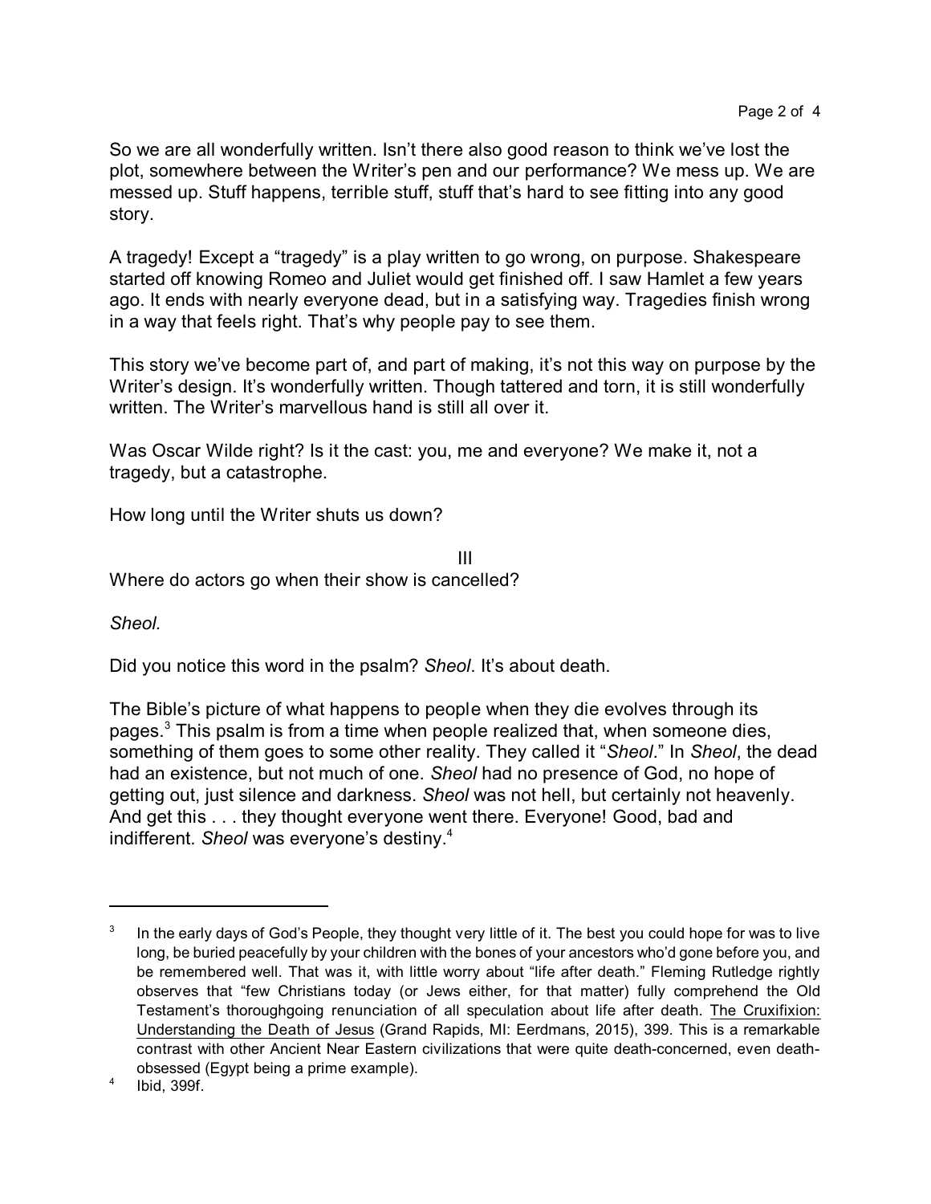So we are all wonderfully written. Isn't there also good reason to think we've lost the plot, somewhere between the Writer's pen and our performance? We mess up. We are messed up. Stuff happens, terrible stuff, stuff that's hard to see fitting into any good story.

A tragedy! Except a "tragedy" is a play written to go wrong, on purpose. Shakespeare started off knowing Romeo and Juliet would get finished off. I saw Hamlet a few years ago. It ends with nearly everyone dead, but in a satisfying way. Tragedies finish wrong in a way that feels right. That's why people pay to see them.

This story we've become part of, and part of making, it's not this way on purpose by the Writer's design. It's wonderfully written. Though tattered and torn, it is still wonderfully written. The Writer's marvellous hand is still all over it.

Was Oscar Wilde right? Is it the cast: you, me and everyone? We make it, not a tragedy, but a catastrophe.

How long until the Writer shuts us down?

## III

Where do actors go when their show is cancelled?

*Sheol.*

Did you notice this word in the psalm? *Sheol*. It's about death.

The Bible's picture of what happens to people when they die evolves through its pages.[3] This psalm is from a time when people realized that, when someone dies, something of them goes to some other reality. They called it "*Sheol*." In *Sheol*, the dead had an existence, but not much of one. *Sheol* had no presence of God, no hope of getting out, just silence and darkness. *Sheol* was not hell, but certainly not heavenly. And get this . . . they thought everyone went there. Everyone! Good, bad and indifferent. *Sheol* was everyone's destiny.[4]

---

[3] In the early days of God's People, they thought very little of it. The best you could hope for was to live long, be buried peacefully by your children with the bones of your ancestors who'd gone before you, and be remembered well. That was it, with little worry about "life after death." Fleming Rutledge rightly observes that "few Christians today (or Jews either, for that matter) fully comprehend the Old Testament's thoroughgoing renunciation of all speculation about life after death. The Cruxifixion: Understanding the Death of Jesus (Grand Rapids, MI: Eerdmans, 2015), 399. This is a remarkable contrast with other Ancient Near Eastern civilizations that were quite death-concerned, even death-obsessed (Egypt being a prime example).

[4] Ibid, 399f.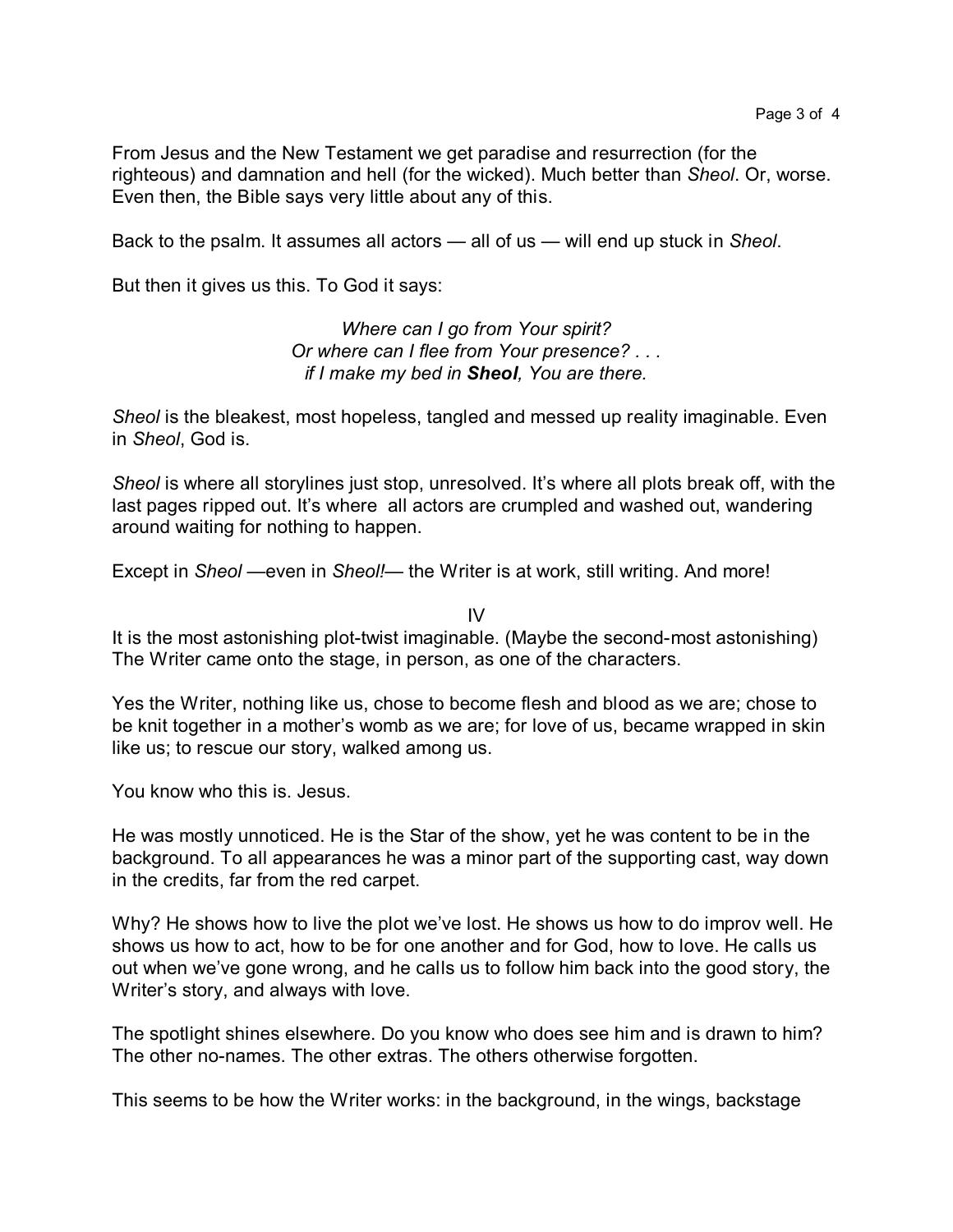From Jesus and the New Testament we get paradise and resurrection (for the righteous) and damnation and hell (for the wicked). Much better than *Sheol*. Or, worse. Even then, the Bible says very little about any of this.

Back to the psalm. It assumes all actors — all of us — will end up stuck in *Sheol*.

But then it gives us this. To God it says:

> *Where can I go from Your spirit?*
> *Or where can I flee from Your presence? . . .*
> *if I make my bed in* ***Sheol****, You are there.*

*Sheol* is the bleakest, most hopeless, tangled and messed up reality imaginable. Even in *Sheol*, God is.

*Sheol* is where all storylines just stop, unresolved. It's where all plots break off, with the last pages ripped out. It's where all actors are crumpled and washed out, wandering around waiting for nothing to happen.

Except in *Sheol* —even in *Sheol!*— the Writer is at work, still writing. And more!

## IV

It is the most astonishing plot-twist imaginable. (Maybe the second-most astonishing) The Writer came onto the stage, in person, as one of the characters.

Yes the Writer, nothing like us, chose to become flesh and blood as we are; chose to be knit together in a mother's womb as we are; for love of us, became wrapped in skin like us; to rescue our story, walked among us.

You know who this is. Jesus.

He was mostly unnoticed. He is the Star of the show, yet he was content to be in the background. To all appearances he was a minor part of the supporting cast, way down in the credits, far from the red carpet.

Why? He shows how to live the plot we've lost. He shows us how to do improv well. He shows us how to act, how to be for one another and for God, how to love. He calls us out when we've gone wrong, and he calls us to follow him back into the good story, the Writer's story, and always with love.

The spotlight shines elsewhere. Do you know who does see him and is drawn to him? The other no-names. The other extras. The others otherwise forgotten.

This seems to be how the Writer works: in the background, in the wings, backstage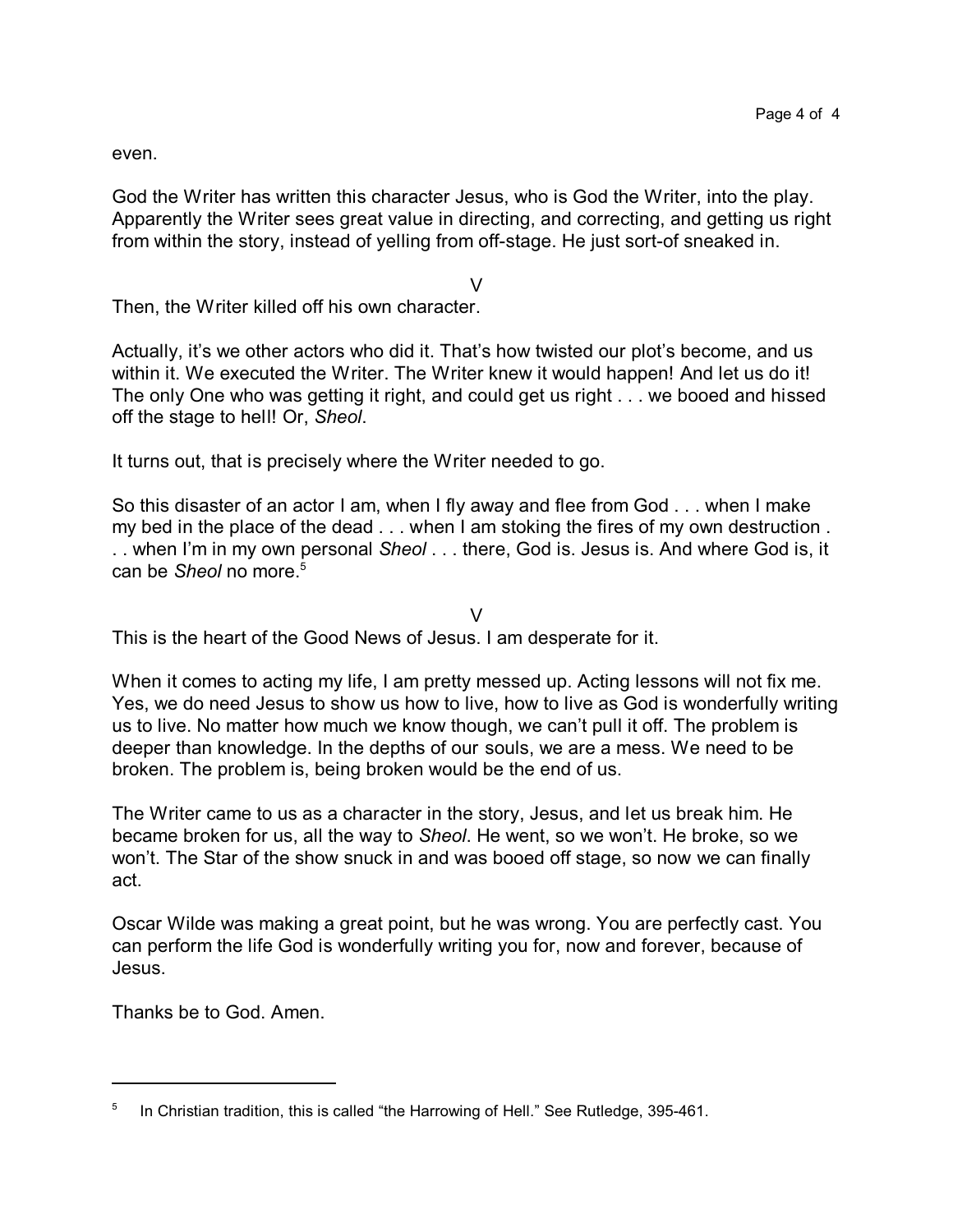even.

God the Writer has written this character Jesus, who is God the Writer, into the play. Apparently the Writer sees great value in directing, and correcting, and getting us right from within the story, instead of yelling from off-stage. He just sort-of sneaked in.

V

Then, the Writer killed off his own character.

Actually, it's we other actors who did it. That's how twisted our plot's become, and us within it. We executed the Writer. The Writer knew it would happen! And let us do it! The only One who was getting it right, and could get us right . . . we booed and hissed off the stage to hell! Or, *Sheol*.

It turns out, that is precisely where the Writer needed to go.

So this disaster of an actor I am, when I fly away and flee from God . . . when I make my bed in the place of the dead . . . when I am stoking the fires of my own destruction . . . when I'm in my own personal *Sheol* . . . there, God is. Jesus is. And where God is, it can be *Sheol* no more.[5]

V

This is the heart of the Good News of Jesus. I am desperate for it.

When it comes to acting my life, I am pretty messed up. Acting lessons will not fix me. Yes, we do need Jesus to show us how to live, how to live as God is wonderfully writing us to live. No matter how much we know though, we can't pull it off. The problem is deeper than knowledge. In the depths of our souls, we are a mess. We need to be broken. The problem is, being broken would be the end of us.

The Writer came to us as a character in the story, Jesus, and let us break him. He became broken for us, all the way to *Sheol*. He went, so we won't. He broke, so we won't. The Star of the show snuck in and was booed off stage, so now we can finally act.

Oscar Wilde was making a great point, but he was wrong. You are perfectly cast. You can perform the life God is wonderfully writing you for, now and forever, because of Jesus.

Thanks be to God. Amen.

---

[5] In Christian tradition, this is called "the Harrowing of Hell." See Rutledge, 395-461.